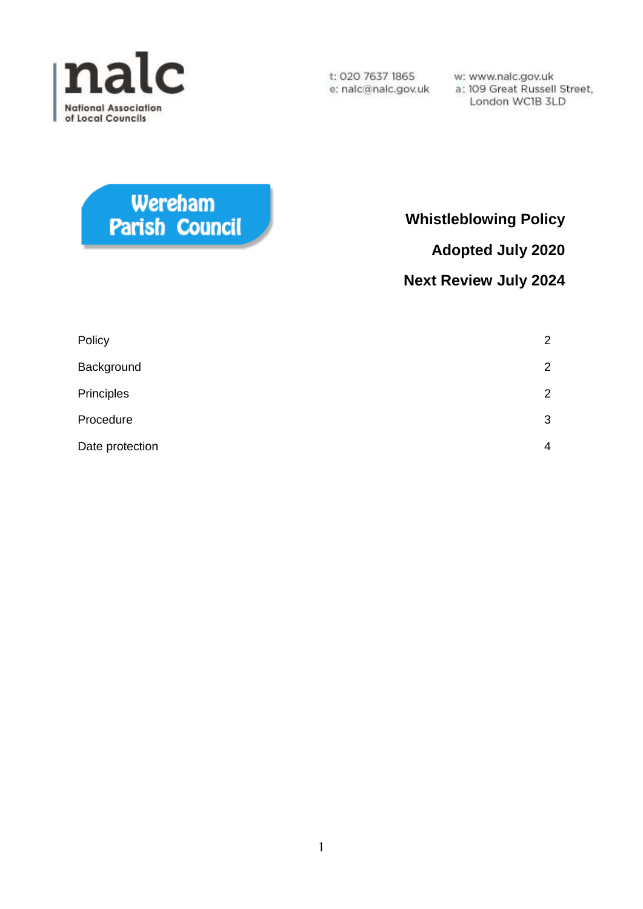**nalc**
National Association of Local Councils

t: 020 7637 1865
e: nalc@nalc.gov.uk

w: www.nalc.gov.uk
a: 109 Great Russell Street, London WC1B 3LD

**Wereham Parish Council**

# Whistleblowing Policy

**Adopted July 2020**

**Next Review July 2024**

| | |
|---|---|
| Policy | 2 |
| Background | 2 |
| Principles | 2 |
| Procedure | 3 |
| Date protection | 4 |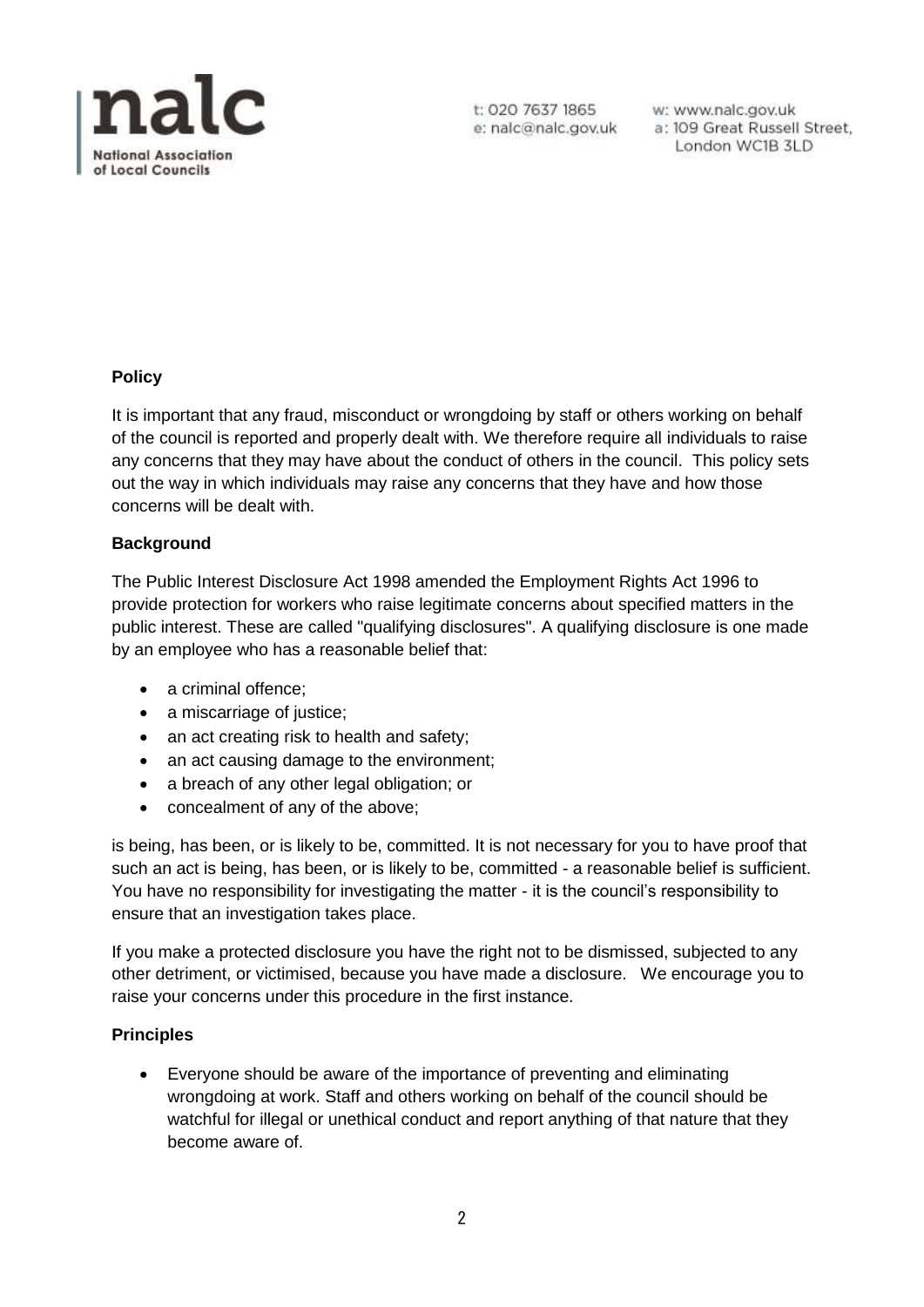**Policy**

It is important that any fraud, misconduct or wrongdoing by staff or others working on behalf of the council is reported and properly dealt with. We therefore require all individuals to raise any concerns that they may have about the conduct of others in the council. This policy sets out the way in which individuals may raise any concerns that they have and how those concerns will be dealt with.

**Background**

The Public Interest Disclosure Act 1998 amended the Employment Rights Act 1996 to provide protection for workers who raise legitimate concerns about specified matters in the public interest. These are called "qualifying disclosures". A qualifying disclosure is one made by an employee who has a reasonable belief that:

- a criminal offence;
- a miscarriage of justice;
- an act creating risk to health and safety;
- an act causing damage to the environment;
- a breach of any other legal obligation; or
- concealment of any of the above;

is being, has been, or is likely to be, committed. It is not necessary for you to have proof that such an act is being, has been, or is likely to be, committed - a reasonable belief is sufficient. You have no responsibility for investigating the matter - it is the council's responsibility to ensure that an investigation takes place.

If you make a protected disclosure you have the right not to be dismissed, subjected to any other detriment, or victimised, because you have made a disclosure. We encourage you to raise your concerns under this procedure in the first instance.

**Principles**

- Everyone should be aware of the importance of preventing and eliminating wrongdoing at work. Staff and others working on behalf of the council should be watchful for illegal or unethical conduct and report anything of that nature that they become aware of.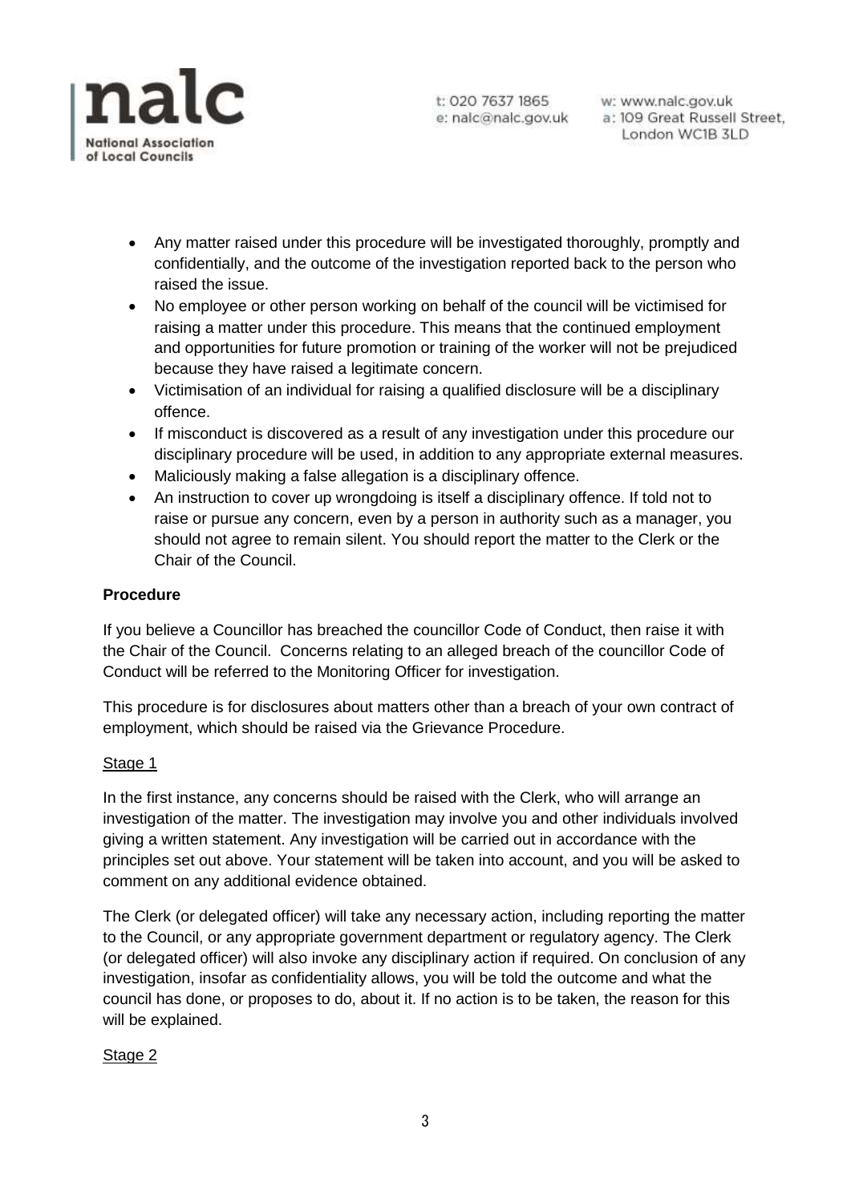- Any matter raised under this procedure will be investigated thoroughly, promptly and confidentially, and the outcome of the investigation reported back to the person who raised the issue.
- No employee or other person working on behalf of the council will be victimised for raising a matter under this procedure. This means that the continued employment and opportunities for future promotion or training of the worker will not be prejudiced because they have raised a legitimate concern.
- Victimisation of an individual for raising a qualified disclosure will be a disciplinary offence.
- If misconduct is discovered as a result of any investigation under this procedure our disciplinary procedure will be used, in addition to any appropriate external measures.
- Maliciously making a false allegation is a disciplinary offence.
- An instruction to cover up wrongdoing is itself a disciplinary offence. If told not to raise or pursue any concern, even by a person in authority such as a manager, you should not agree to remain silent. You should report the matter to the Clerk or the Chair of the Council.

**Procedure**

If you believe a Councillor has breached the councillor Code of Conduct, then raise it with the Chair of the Council. Concerns relating to an alleged breach of the councillor Code of Conduct will be referred to the Monitoring Officer for investigation.

This procedure is for disclosures about matters other than a breach of your own contract of employment, which should be raised via the Grievance Procedure.

Stage 1

In the first instance, any concerns should be raised with the Clerk, who will arrange an investigation of the matter. The investigation may involve you and other individuals involved giving a written statement. Any investigation will be carried out in accordance with the principles set out above. Your statement will be taken into account, and you will be asked to comment on any additional evidence obtained.

The Clerk (or delegated officer) will take any necessary action, including reporting the matter to the Council, or any appropriate government department or regulatory agency. The Clerk (or delegated officer) will also invoke any disciplinary action if required. On conclusion of any investigation, insofar as confidentiality allows, you will be told the outcome and what the council has done, or proposes to do, about it. If no action is to be taken, the reason for this will be explained.

Stage 2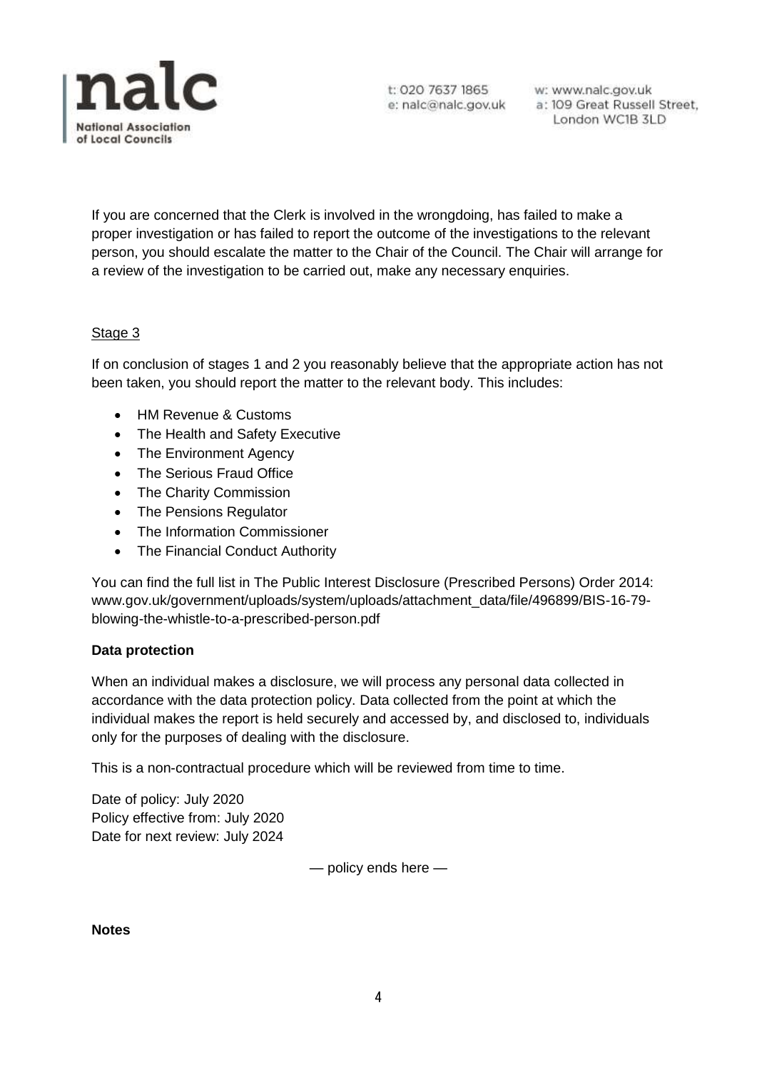If you are concerned that the Clerk is involved in the wrongdoing, has failed to make a proper investigation or has failed to report the outcome of the investigations to the relevant person, you should escalate the matter to the Chair of the Council. The Chair will arrange for a review of the investigation to be carried out, make any necessary enquiries.

Stage 3

If on conclusion of stages 1 and 2 you reasonably believe that the appropriate action has not been taken, you should report the matter to the relevant body. This includes:

- HM Revenue & Customs
- The Health and Safety Executive
- The Environment Agency
- The Serious Fraud Office
- The Charity Commission
- The Pensions Regulator
- The Information Commissioner
- The Financial Conduct Authority

You can find the full list in The Public Interest Disclosure (Prescribed Persons) Order 2014: www.gov.uk/government/uploads/system/uploads/attachment_data/file/496899/BIS-16-79-blowing-the-whistle-to-a-prescribed-person.pdf

**Data protection**

When an individual makes a disclosure, we will process any personal data collected in accordance with the data protection policy. Data collected from the point at which the individual makes the report is held securely and accessed by, and disclosed to, individuals only for the purposes of dealing with the disclosure.

This is a non-contractual procedure which will be reviewed from time to time.

Date of policy: July 2020
Policy effective from: July 2020
Date for next review: July 2024

— policy ends here —

**Notes**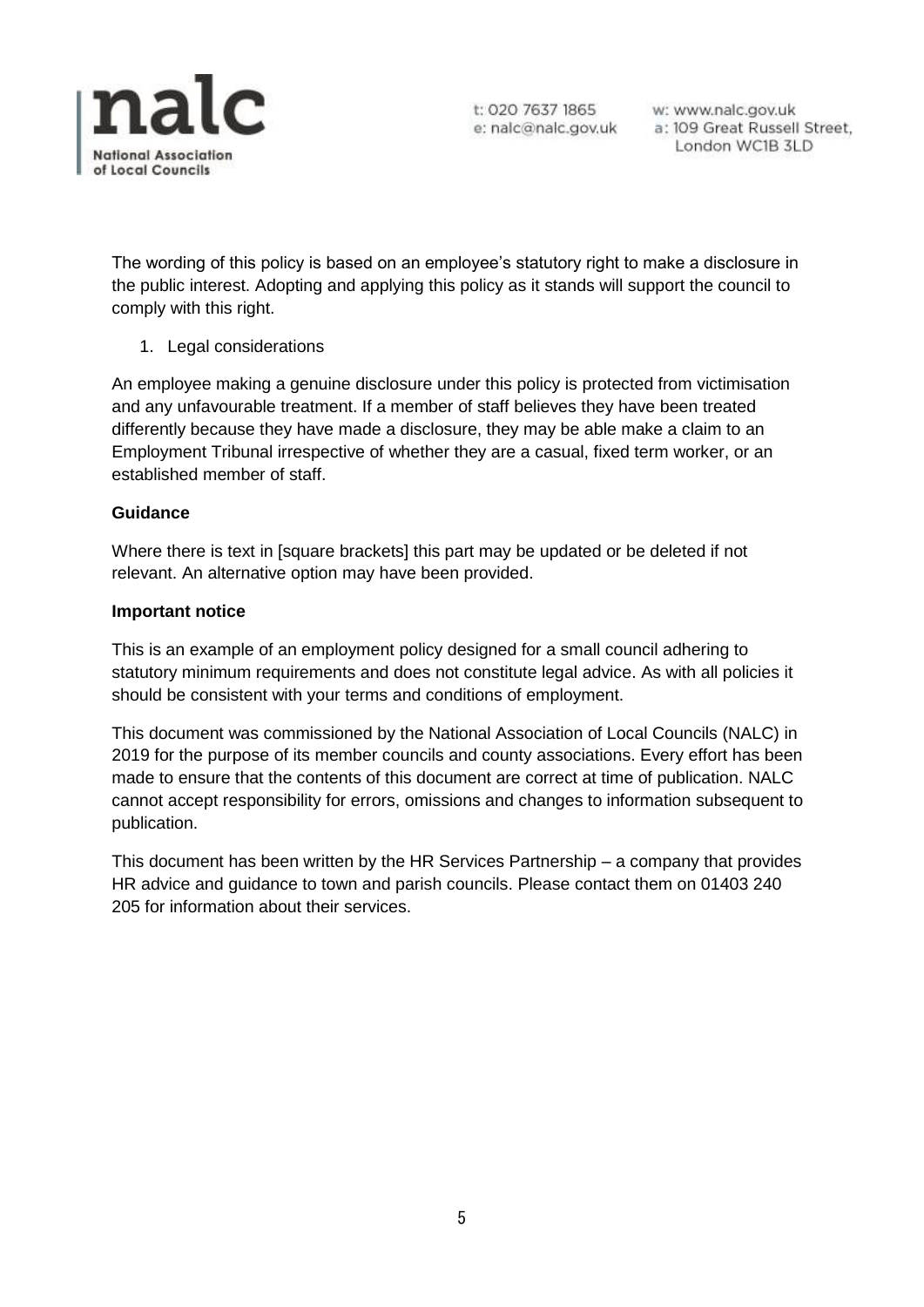The wording of this policy is based on an employee's statutory right to make a disclosure in the public interest. Adopting and applying this policy as it stands will support the council to comply with this right.

1. Legal considerations

An employee making a genuine disclosure under this policy is protected from victimisation and any unfavourable treatment. If a member of staff believes they have been treated differently because they have made a disclosure, they may be able make a claim to an Employment Tribunal irrespective of whether they are a casual, fixed term worker, or an established member of staff.

**Guidance**

Where there is text in [square brackets] this part may be updated or be deleted if not relevant. An alternative option may have been provided.

**Important notice**

This is an example of an employment policy designed for a small council adhering to statutory minimum requirements and does not constitute legal advice. As with all policies it should be consistent with your terms and conditions of employment.

This document was commissioned by the National Association of Local Councils (NALC) in 2019 for the purpose of its member councils and county associations. Every effort has been made to ensure that the contents of this document are correct at time of publication. NALC cannot accept responsibility for errors, omissions and changes to information subsequent to publication.

This document has been written by the HR Services Partnership – a company that provides HR advice and guidance to town and parish councils. Please contact them on 01403 240 205 for information about their services.